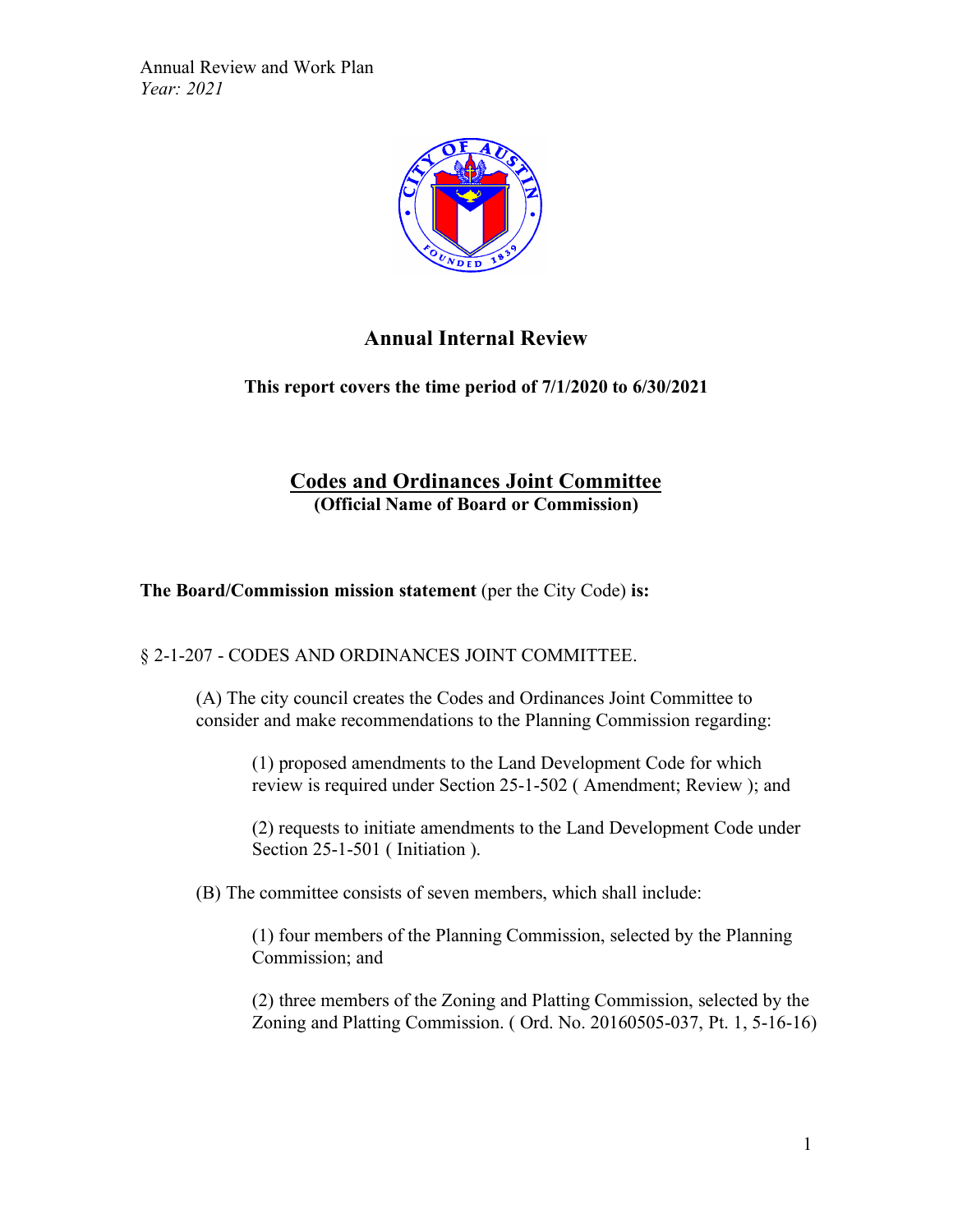Annual Review and Work Plan
*Year: 2021*

# Annual Internal Review

**This report covers the time period of 7/1/2020 to 6/30/2021**

## Codes and Ordinances Joint Committee

**(Official Name of Board or Commission)**

**The Board/Commission mission statement** (per the City Code) **is:**

§ 2-1-207 - CODES AND ORDINANCES JOINT COMMITTEE.

(A) The city council creates the Codes and Ordinances Joint Committee to consider and make recommendations to the Planning Commission regarding:

(1) proposed amendments to the Land Development Code for which review is required under Section 25-1-502 ( Amendment; Review ); and

(2) requests to initiate amendments to the Land Development Code under Section 25-1-501 ( Initiation ).

(B) The committee consists of seven members, which shall include:

(1) four members of the Planning Commission, selected by the Planning Commission; and

(2) three members of the Zoning and Platting Commission, selected by the Zoning and Platting Commission. ( Ord. No. 20160505-037, Pt. 1, 5-16-16)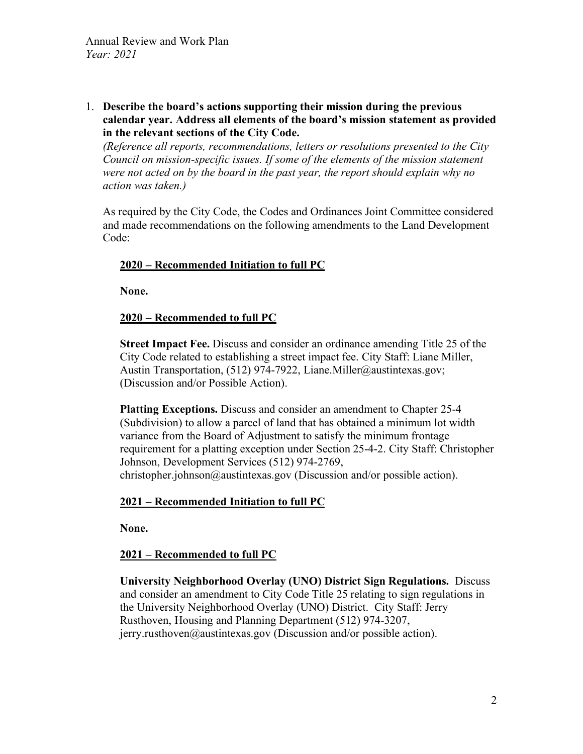1. **Describe the board's actions supporting their mission during the previous calendar year. Address all elements of the board's mission statement as provided in the relevant sections of the City Code.**
   *(Reference all reports, recommendations, letters or resolutions presented to the City Council on mission-specific issues. If some of the elements of the mission statement were not acted on by the board in the past year, the report should explain why no action was taken.)*

   As required by the City Code, the Codes and Ordinances Joint Committee considered and made recommendations on the following amendments to the Land Development Code:

   **<u>2020 – Recommended Initiation to full PC</u>**

   **None.**

   **<u>2020 – Recommended to full PC</u>**

   **Street Impact Fee.** Discuss and consider an ordinance amending Title 25 of the City Code related to establishing a street impact fee. City Staff: Liane Miller, Austin Transportation, (512) 974-7922, Liane.Miller@austintexas.gov; (Discussion and/or Possible Action).

   **Platting Exceptions.** Discuss and consider an amendment to Chapter 25-4 (Subdivision) to allow a parcel of land that has obtained a minimum lot width variance from the Board of Adjustment to satisfy the minimum frontage requirement for a platting exception under Section 25-4-2. City Staff: Christopher Johnson, Development Services (512) 974-2769, christopher.johnson@austintexas.gov (Discussion and/or possible action).

   **<u>2021 – Recommended Initiation to full PC</u>**

   **None.**

   **<u>2021 – Recommended to full PC</u>**

   **University Neighborhood Overlay (UNO) District Sign Regulations.** Discuss and consider an amendment to City Code Title 25 relating to sign regulations in the University Neighborhood Overlay (UNO) District. City Staff: Jerry Rusthoven, Housing and Planning Department (512) 974-3207, jerry.rusthoven@austintexas.gov (Discussion and/or possible action).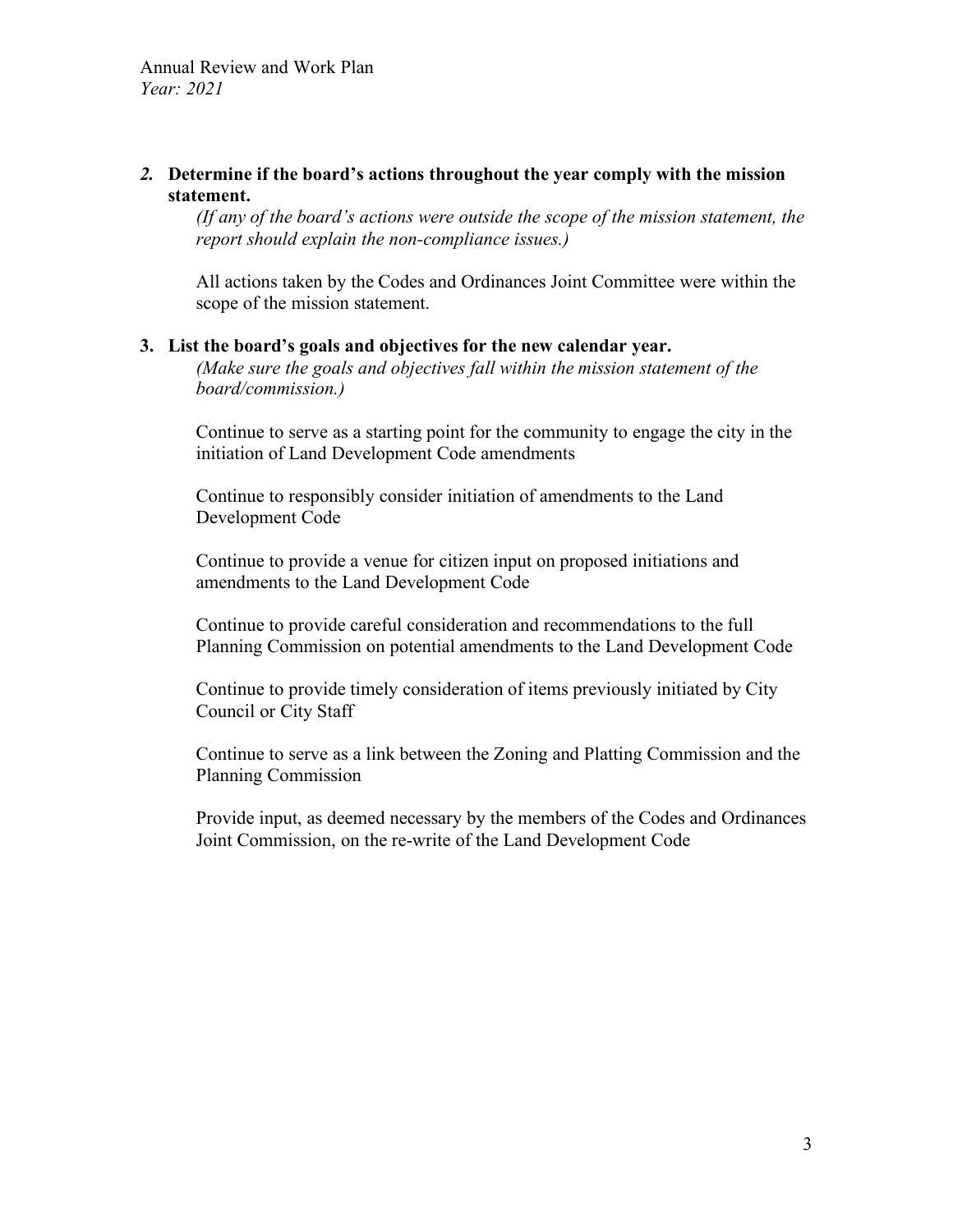2. **Determine if the board's actions throughout the year comply with the mission statement.**

   *(If any of the board's actions were outside the scope of the mission statement, the report should explain the non-compliance issues.)*

   All actions taken by the Codes and Ordinances Joint Committee were within the scope of the mission statement.

3. **List the board's goals and objectives for the new calendar year.**

   *(Make sure the goals and objectives fall within the mission statement of the board/commission.)*

   Continue to serve as a starting point for the community to engage the city in the initiation of Land Development Code amendments

   Continue to responsibly consider initiation of amendments to the Land Development Code

   Continue to provide a venue for citizen input on proposed initiations and amendments to the Land Development Code

   Continue to provide careful consideration and recommendations to the full Planning Commission on potential amendments to the Land Development Code

   Continue to provide timely consideration of items previously initiated by City Council or City Staff

   Continue to serve as a link between the Zoning and Platting Commission and the Planning Commission

   Provide input, as deemed necessary by the members of the Codes and Ordinances Joint Commission, on the re-write of the Land Development Code